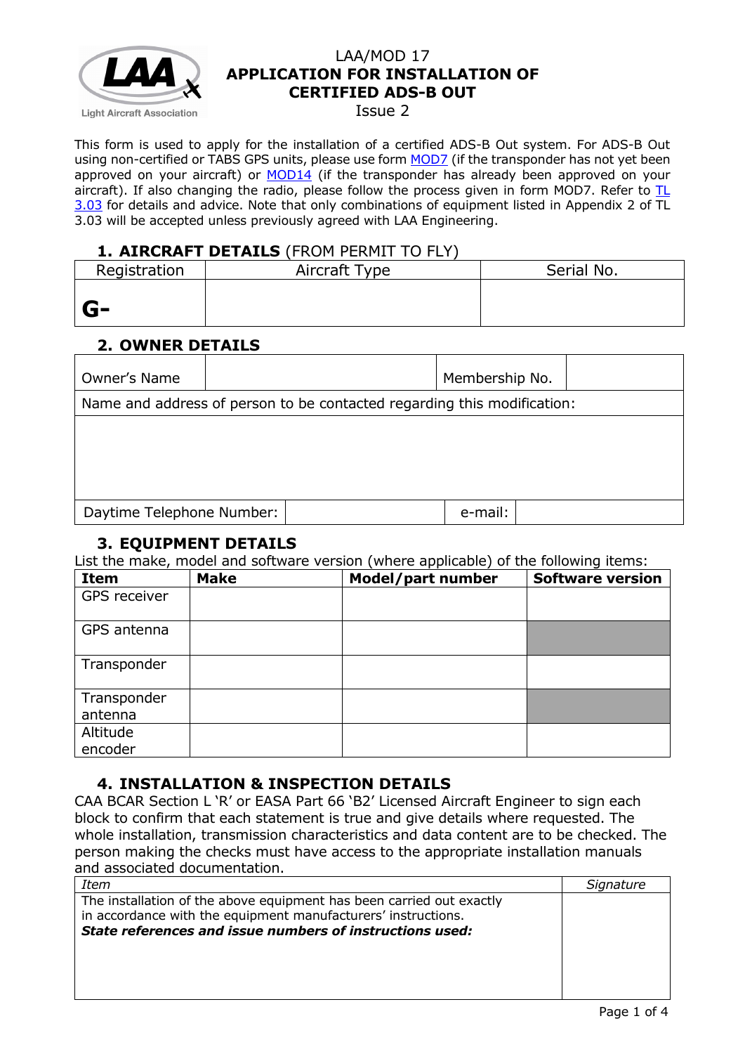# LAA/MOD 17
# APPLICATION FOR INSTALLATION OF CERTIFIED ADS-B OUT

Issue 2

This form is used to apply for the installation of a certified ADS-B Out system. For ADS-B Out using non-certified or TABS GPS units, please use form MOD7 (if the transponder has not yet been approved on your aircraft) or MOD14 (if the transponder has already been approved on your aircraft). If also changing the radio, please follow the process given in form MOD7. Refer to TL 3.03 for details and advice. Note that only combinations of equipment listed in Appendix 2 of TL 3.03 will be accepted unless previously agreed with LAA Engineering.

## 1. AIRCRAFT DETAILS (FROM PERMIT TO FLY)

| Registration | Aircraft Type | Serial No. |
|---|---|---|
| **G-** | | |

## 2. OWNER DETAILS

| Owner's Name | | Membership No. | |
|---|---|---|---|
| Name and address of person to be contacted regarding this modification: | | | |
| | | | |
| Daytime Telephone Number: | | e-mail: | |

## 3. EQUIPMENT DETAILS

List the make, model and software version (where applicable) of the following items:

| Item | Make | Model/part number | Software version |
|---|---|---|---|
| GPS receiver | | | |
| GPS antenna | | | |
| Transponder | | | |
| Transponder antenna | | | |
| Altitude encoder | | | |

## 4. INSTALLATION & INSPECTION DETAILS

CAA BCAR Section L 'R' or EASA Part 66 'B2' Licensed Aircraft Engineer to sign each block to confirm that each statement is true and give details where requested. The whole installation, transmission characteristics and data content are to be checked. The person making the checks must have access to the appropriate installation manuals and associated documentation.

| *Item* | *Signature* |
|---|---|
| The installation of the above equipment has been carried out exactly in accordance with the equipment manufacturers' instructions. ***State references and issue numbers of instructions used:*** | |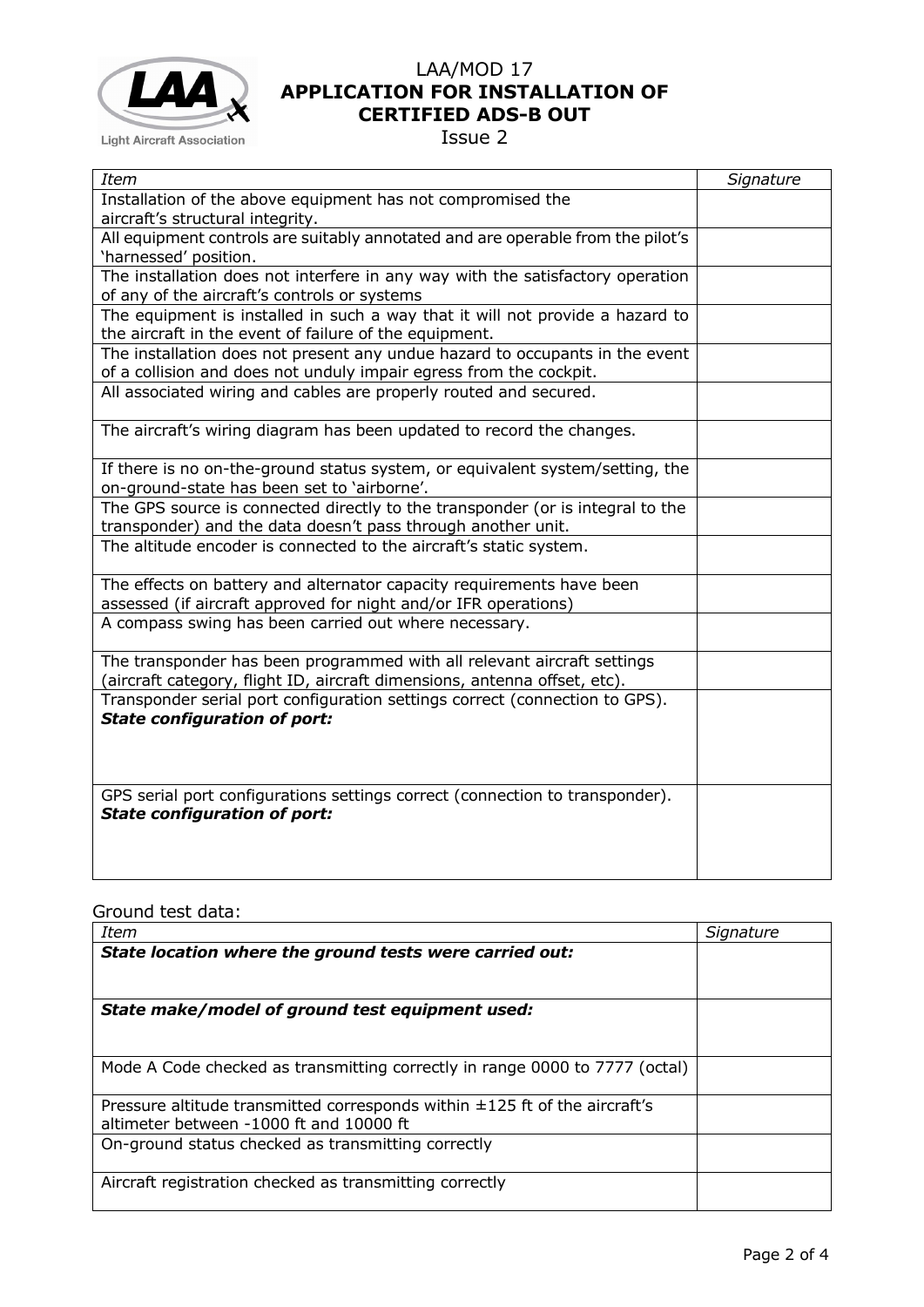| *Item* | *Signature* |
|---|---|
| Installation of the above equipment has not compromised the aircraft's structural integrity. | |
| All equipment controls are suitably annotated and are operable from the pilot's 'harnessed' position. | |
| The installation does not interfere in any way with the satisfactory operation of any of the aircraft's controls or systems | |
| The equipment is installed in such a way that it will not provide a hazard to the aircraft in the event of failure of the equipment. | |
| The installation does not present any undue hazard to occupants in the event of a collision and does not unduly impair egress from the cockpit. | |
| All associated wiring and cables are properly routed and secured. | |
| The aircraft's wiring diagram has been updated to record the changes. | |
| If there is no on-the-ground status system, or equivalent system/setting, the on-ground-state has been set to 'airborne'. | |
| The GPS source is connected directly to the transponder (or is integral to the transponder) and the data doesn't pass through another unit. | |
| The altitude encoder is connected to the aircraft's static system. | |
| The effects on battery and alternator capacity requirements have been assessed (if aircraft approved for night and/or IFR operations) | |
| A compass swing has been carried out where necessary. | |
| The transponder has been programmed with all relevant aircraft settings (aircraft category, flight ID, aircraft dimensions, antenna offset, etc). | |
| Transponder serial port configuration settings correct (connection to GPS). ***State configuration of port:*** | |
| GPS serial port configurations settings correct (connection to transponder). ***State configuration of port:*** | |

Ground test data:

| *Item* | *Signature* |
|---|---|
| ***State location where the ground tests were carried out:*** | |
| ***State make/model of ground test equipment used:*** | |
| Mode A Code checked as transmitting correctly in range 0000 to 7777 (octal) | |
| Pressure altitude transmitted corresponds within ±125 ft of the aircraft's altimeter between -1000 ft and 10000 ft | |
| On-ground status checked as transmitting correctly | |
| Aircraft registration checked as transmitting correctly | |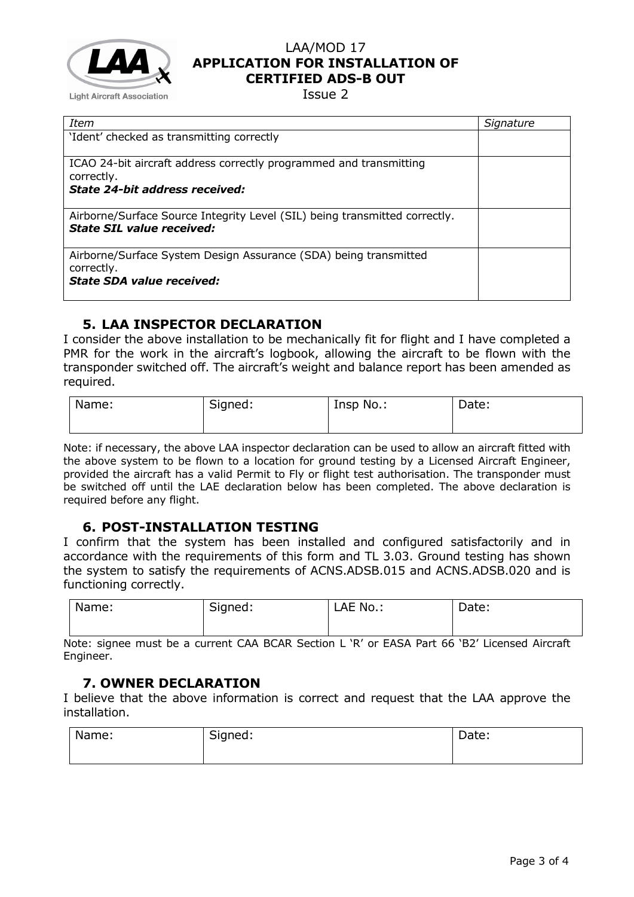| *Item* | *Signature* |
|---|---|
| 'Ident' checked as transmitting correctly | |
| ICAO 24-bit aircraft address correctly programmed and transmitting correctly.<br>***State 24-bit address received:*** | |
| Airborne/Surface Source Integrity Level (SIL) being transmitted correctly.<br>***State SIL value received:*** | |
| Airborne/Surface System Design Assurance (SDA) being transmitted correctly.<br>***State SDA value received:*** | |

## 5. LAA INSPECTOR DECLARATION

I consider the above installation to be mechanically fit for flight and I have completed a PMR for the work in the aircraft's logbook, allowing the aircraft to be flown with the transponder switched off. The aircraft's weight and balance report has been amended as required.

| Name: | Signed: | Insp No.: | Date: |
|---|---|---|---|
| | | | |

Note: if necessary, the above LAA inspector declaration can be used to allow an aircraft fitted with the above system to be flown to a location for ground testing by a Licensed Aircraft Engineer, provided the aircraft has a valid Permit to Fly or flight test authorisation. The transponder must be switched off until the LAE declaration below has been completed. The above declaration is required before any flight.

## 6. POST-INSTALLATION TESTING

I confirm that the system has been installed and configured satisfactorily and in accordance with the requirements of this form and TL 3.03. Ground testing has shown the system to satisfy the requirements of ACNS.ADSB.015 and ACNS.ADSB.020 and is functioning correctly.

| Name: | Signed: | LAE No.: | Date: |
|---|---|---|---|
| | | | |

Note: signee must be a current CAA BCAR Section L 'R' or EASA Part 66 'B2' Licensed Aircraft Engineer.

## 7. OWNER DECLARATION

I believe that the above information is correct and request that the LAA approve the installation.

| Name: | Signed: | Date: |
|---|---|---|
| | | |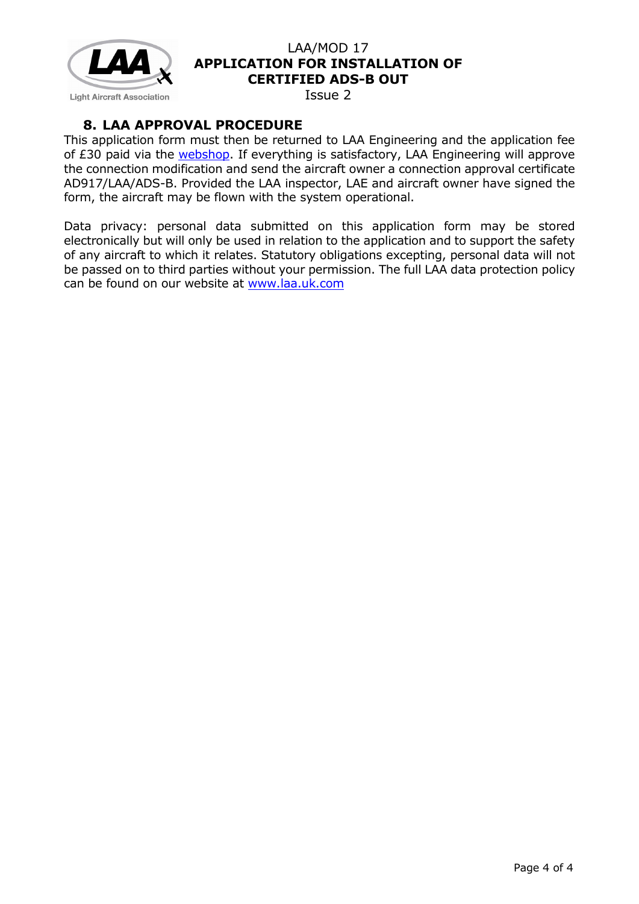## 8. LAA APPROVAL PROCEDURE

This application form must then be returned to LAA Engineering and the application fee of £30 paid via the webshop. If everything is satisfactory, LAA Engineering will approve the connection modification and send the aircraft owner a connection approval certificate AD917/LAA/ADS-B. Provided the LAA inspector, LAE and aircraft owner have signed the form, the aircraft may be flown with the system operational.

Data privacy: personal data submitted on this application form may be stored electronically but will only be used in relation to the application and to support the safety of any aircraft to which it relates. Statutory obligations excepting, personal data will not be passed on to third parties without your permission. The full LAA data protection policy can be found on our website at www.laa.uk.com